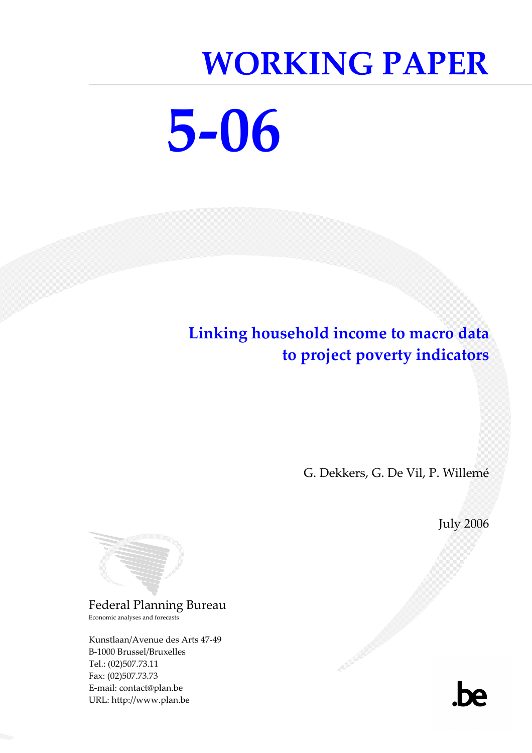# WORKING PAPER

# 5-06

## Linking household income to macro data to project poverty indicators

G. Dekkers, G. De Vil, P. Willemé

July 2006

Federal Planning Bureau

Economic analyses and forecasts

Kunstlaan/Avenue des Arts 47-49
B-1000 Brussel/Bruxelles
Tel.: (02)507.73.11
Fax: (02)507.73.73
E-mail: contact@plan.be
URL: http://www.plan.be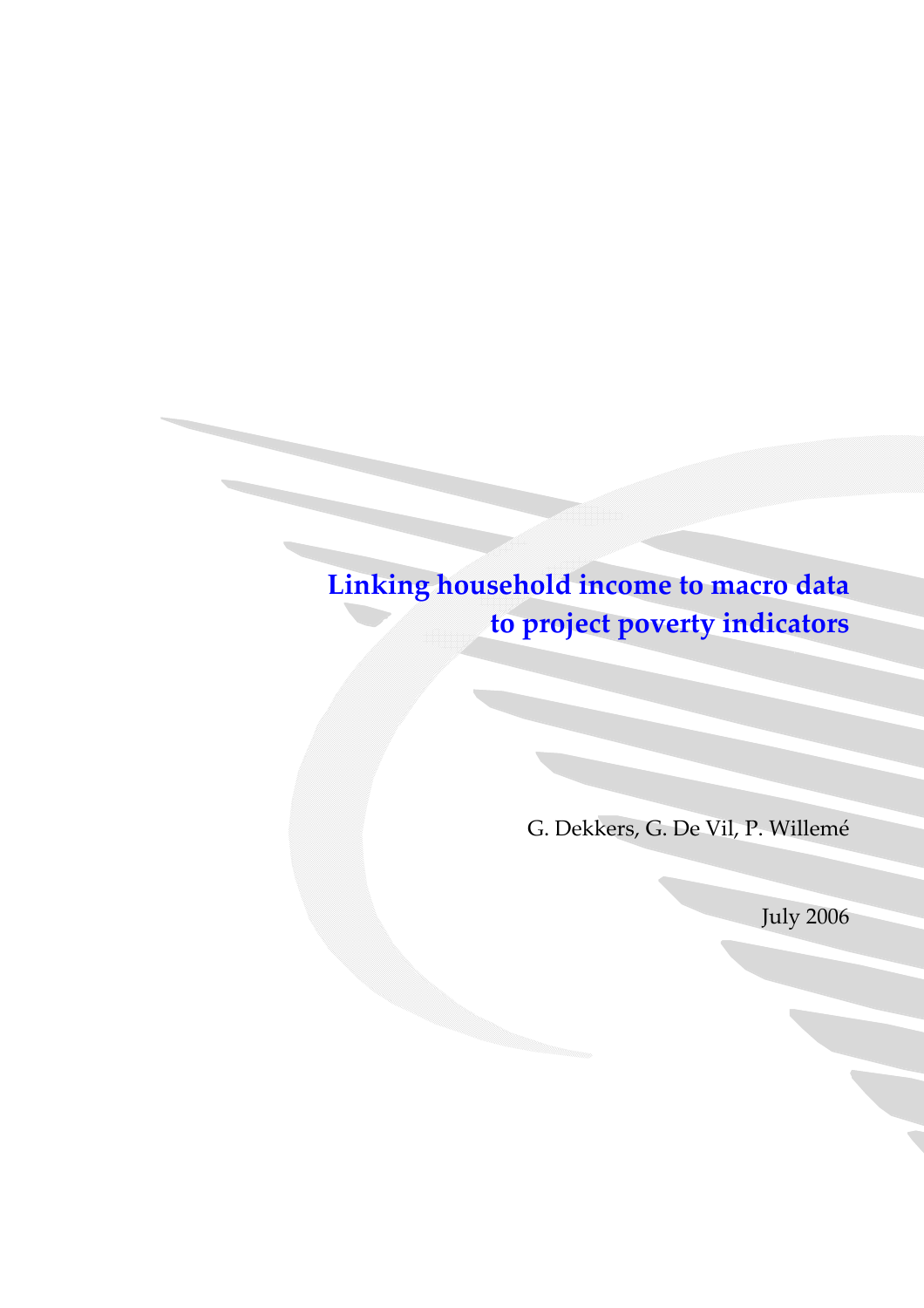# Linking household income to macro data to project poverty indicators

G. Dekkers, G. De Vil, P. Willemé

July 2006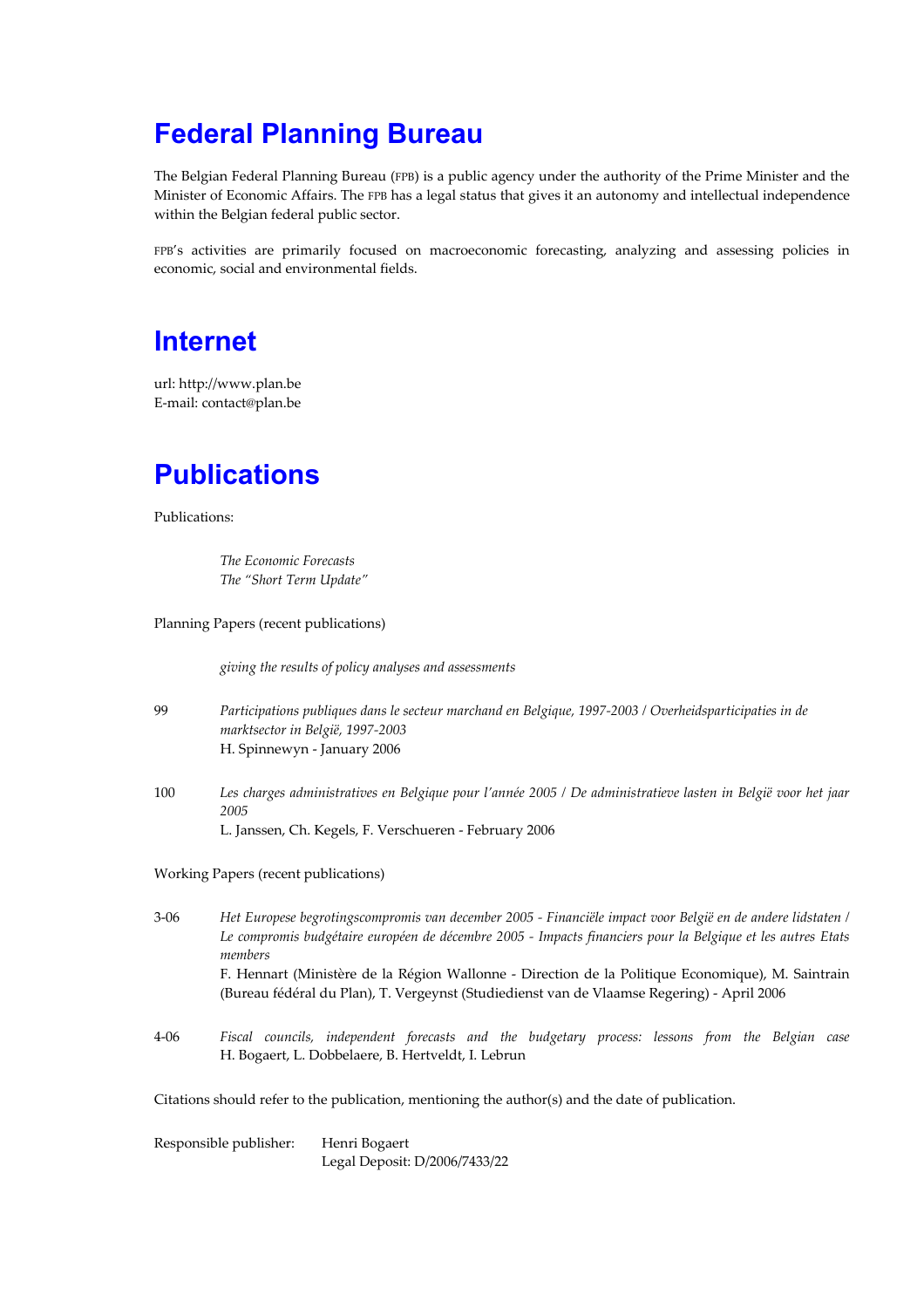# Federal Planning Bureau

The Belgian Federal Planning Bureau (FPB) is a public agency under the authority of the Prime Minister and the Minister of Economic Affairs. The FPB has a legal status that gives it an autonomy and intellectual independence within the Belgian federal public sector.

FPB's activities are primarily focused on macroeconomic forecasting, analyzing and assessing policies in economic, social and environmental fields.

# Internet

url: http://www.plan.be
E-mail: contact@plan.be

# Publications

Publications:

*The Economic Forecasts*
*The "Short Term Update"*

Planning Papers (recent publications)

*giving the results of policy analyses and assessments*

99 *Participations publiques dans le secteur marchand en Belgique, 1997-2003 / Overheidsparticipaties in de marktsector in België, 1997-2003*
H. Spinnewyn - January 2006

100 *Les charges administratives en Belgique pour l'année 2005 / De administratieve lasten in België voor het jaar 2005*
L. Janssen, Ch. Kegels, F. Verschueren - February 2006

Working Papers (recent publications)

3-06 *Het Europese begrotingscompromis van december 2005 - Financiële impact voor België en de andere lidstaten / Le compromis budgétaire européen de décembre 2005 - Impacts financiers pour la Belgique et les autres Etats members*
F. Hennart (Ministère de la Région Wallonne - Direction de la Politique Economique), M. Saintrain (Bureau fédéral du Plan), T. Vergeynst (Studiedienst van de Vlaamse Regering) - April 2006

4-06 *Fiscal councils, independent forecasts and the budgetary process: lessons from the Belgian case*
H. Bogaert, L. Dobbelaere, B. Hertveldt, I. Lebrun

Citations should refer to the publication, mentioning the author(s) and the date of publication.

Responsible publisher: Henri Bogaert
Legal Deposit: D/2006/7433/22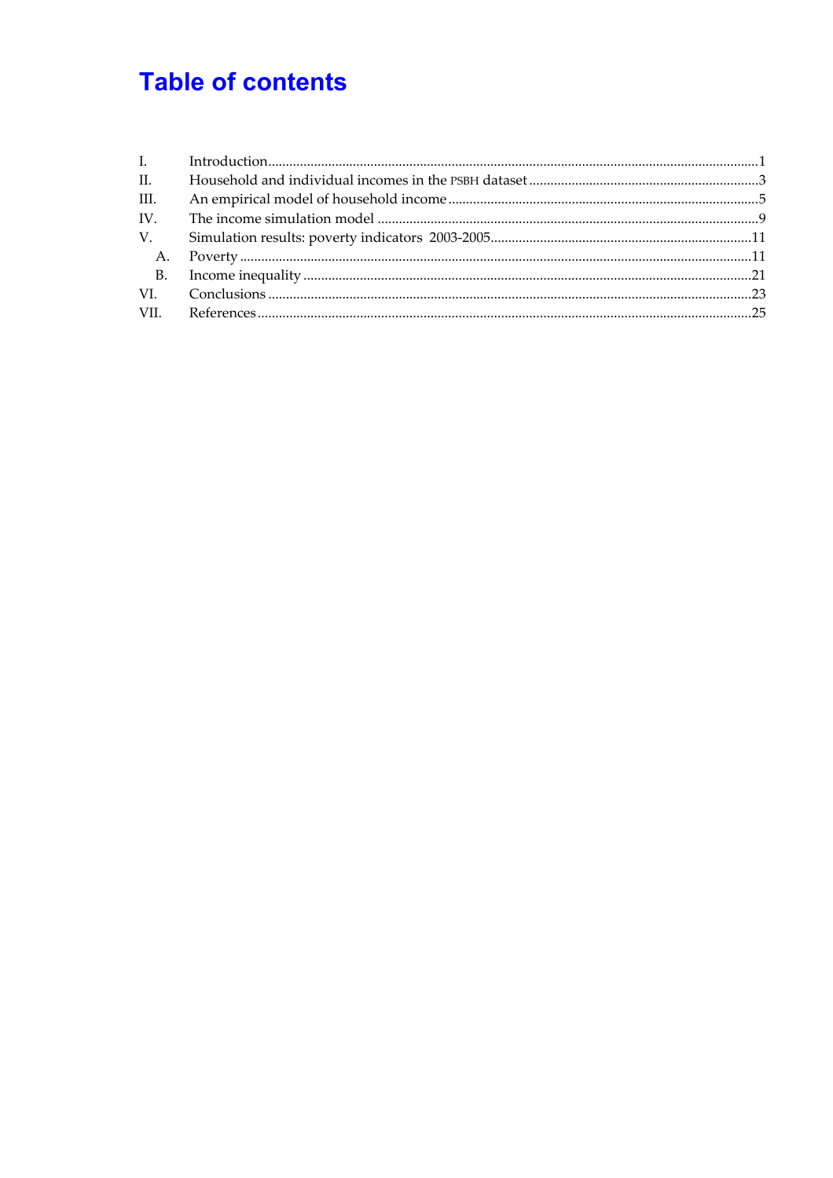# Table of contents

| | | |
|---|---|---|
| I. | Introduction | 1 |
| II. | Household and individual incomes in the PSBH dataset | 3 |
| III. | An empirical model of household income | 5 |
| IV. | The income simulation model | 9 |
| V. | Simulation results: poverty indicators 2003-2005 | 11 |
| A. | Poverty | 11 |
| B. | Income inequality | 21 |
| VI. | Conclusions | 23 |
| VII. | References | 25 |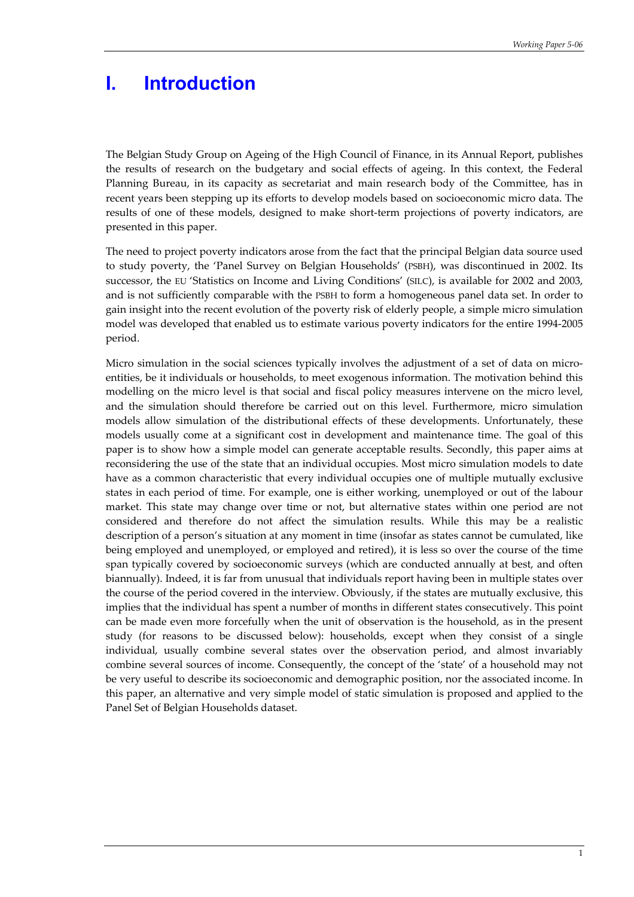# I. Introduction

The Belgian Study Group on Ageing of the High Council of Finance, in its Annual Report, publishes the results of research on the budgetary and social effects of ageing. In this context, the Federal Planning Bureau, in its capacity as secretariat and main research body of the Committee, has in recent years been stepping up its efforts to develop models based on socioeconomic micro data. The results of one of these models, designed to make short-term projections of poverty indicators, are presented in this paper.

The need to project poverty indicators arose from the fact that the principal Belgian data source used to study poverty, the 'Panel Survey on Belgian Households' (PSBH), was discontinued in 2002. Its successor, the EU 'Statistics on Income and Living Conditions' (SILC), is available for 2002 and 2003, and is not sufficiently comparable with the PSBH to form a homogeneous panel data set. In order to gain insight into the recent evolution of the poverty risk of elderly people, a simple micro simulation model was developed that enabled us to estimate various poverty indicators for the entire 1994-2005 period.

Micro simulation in the social sciences typically involves the adjustment of a set of data on micro-entities, be it individuals or households, to meet exogenous information. The motivation behind this modelling on the micro level is that social and fiscal policy measures intervene on the micro level, and the simulation should therefore be carried out on this level. Furthermore, micro simulation models allow simulation of the distributional effects of these developments. Unfortunately, these models usually come at a significant cost in development and maintenance time. The goal of this paper is to show how a simple model can generate acceptable results. Secondly, this paper aims at reconsidering the use of the state that an individual occupies. Most micro simulation models to date have as a common characteristic that every individual occupies one of multiple mutually exclusive states in each period of time. For example, one is either working, unemployed or out of the labour market. This state may change over time or not, but alternative states within one period are not considered and therefore do not affect the simulation results. While this may be a realistic description of a person's situation at any moment in time (insofar as states cannot be cumulated, like being employed and unemployed, or employed and retired), it is less so over the course of the time span typically covered by socioeconomic surveys (which are conducted annually at best, and often biannually). Indeed, it is far from unusual that individuals report having been in multiple states over the course of the period covered in the interview. Obviously, if the states are mutually exclusive, this implies that the individual has spent a number of months in different states consecutively. This point can be made even more forcefully when the unit of observation is the household, as in the present study (for reasons to be discussed below): households, except when they consist of a single individual, usually combine several states over the observation period, and almost invariably combine several sources of income. Consequently, the concept of the 'state' of a household may not be very useful to describe its socioeconomic and demographic position, nor the associated income. In this paper, an alternative and very simple model of static simulation is proposed and applied to the Panel Set of Belgian Households dataset.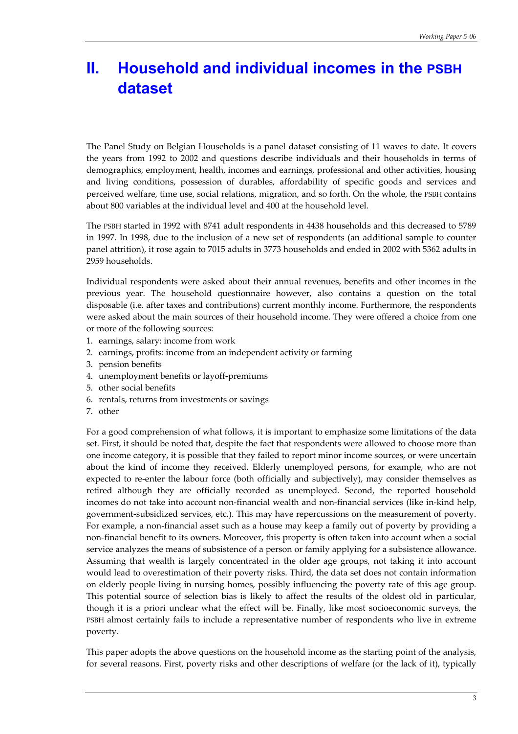# II. Household and individual incomes in the PSBH dataset

The Panel Study on Belgian Households is a panel dataset consisting of 11 waves to date. It covers the years from 1992 to 2002 and questions describe individuals and their households in terms of demographics, employment, health, incomes and earnings, professional and other activities, housing and living conditions, possession of durables, affordability of specific goods and services and perceived welfare, time use, social relations, migration, and so forth. On the whole, the PSBH contains about 800 variables at the individual level and 400 at the household level.

The PSBH started in 1992 with 8741 adult respondents in 4438 households and this decreased to 5789 in 1997. In 1998, due to the inclusion of a new set of respondents (an additional sample to counter panel attrition), it rose again to 7015 adults in 3773 households and ended in 2002 with 5362 adults in 2959 households.

Individual respondents were asked about their annual revenues, benefits and other incomes in the previous year. The household questionnaire however, also contains a question on the total disposable (i.e. after taxes and contributions) current monthly income. Furthermore, the respondents were asked about the main sources of their household income. They were offered a choice from one or more of the following sources:

1. earnings, salary: income from work
2. earnings, profits: income from an independent activity or farming
3. pension benefits
4. unemployment benefits or layoff-premiums
5. other social benefits
6. rentals, returns from investments or savings
7. other

For a good comprehension of what follows, it is important to emphasize some limitations of the data set. First, it should be noted that, despite the fact that respondents were allowed to choose more than one income category, it is possible that they failed to report minor income sources, or were uncertain about the kind of income they received. Elderly unemployed persons, for example, who are not expected to re-enter the labour force (both officially and subjectively), may consider themselves as retired although they are officially recorded as unemployed. Second, the reported household incomes do not take into account non-financial wealth and non-financial services (like in-kind help, government-subsidized services, etc.). This may have repercussions on the measurement of poverty. For example, a non-financial asset such as a house may keep a family out of poverty by providing a non-financial benefit to its owners. Moreover, this property is often taken into account when a social service analyzes the means of subsistence of a person or family applying for a subsistence allowance. Assuming that wealth is largely concentrated in the older age groups, not taking it into account would lead to overestimation of their poverty risks. Third, the data set does not contain information on elderly people living in nursing homes, possibly influencing the poverty rate of this age group. This potential source of selection bias is likely to affect the results of the oldest old in particular, though it is a priori unclear what the effect will be. Finally, like most socioeconomic surveys, the PSBH almost certainly fails to include a representative number of respondents who live in extreme poverty.

This paper adopts the above questions on the household income as the starting point of the analysis, for several reasons. First, poverty risks and other descriptions of welfare (or the lack of it), typically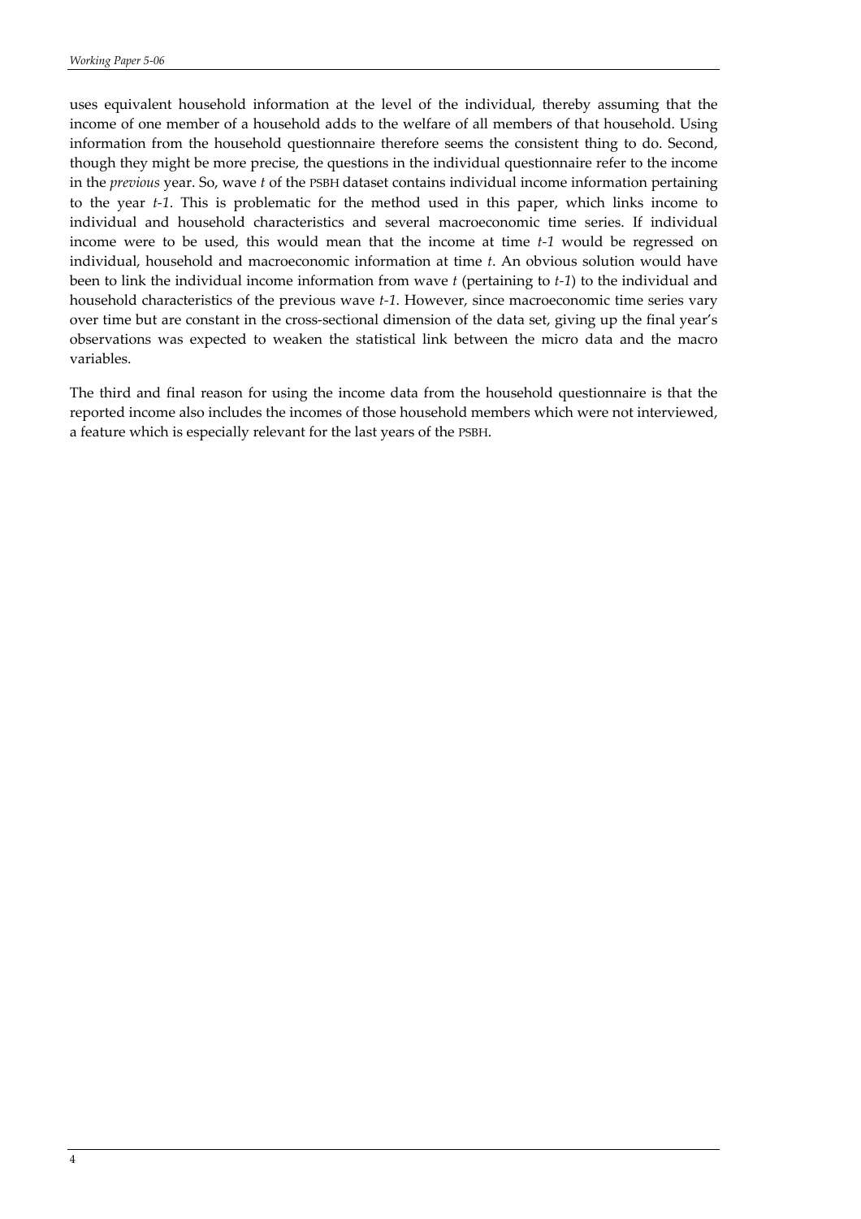uses equivalent household information at the level of the individual, thereby assuming that the income of one member of a household adds to the welfare of all members of that household. Using information from the household questionnaire therefore seems the consistent thing to do. Second, though they might be more precise, the questions in the individual questionnaire refer to the income in the *previous* year. So, wave *t* of the PSBH dataset contains individual income information pertaining to the year *t-1*. This is problematic for the method used in this paper, which links income to individual and household characteristics and several macroeconomic time series. If individual income were to be used, this would mean that the income at time *t-1* would be regressed on individual, household and macroeconomic information at time *t*. An obvious solution would have been to link the individual income information from wave *t* (pertaining to *t-1*) to the individual and household characteristics of the previous wave *t-1*. However, since macroeconomic time series vary over time but are constant in the cross-sectional dimension of the data set, giving up the final year's observations was expected to weaken the statistical link between the micro data and the macro variables.

The third and final reason for using the income data from the household questionnaire is that the reported income also includes the incomes of those household members which were not interviewed, a feature which is especially relevant for the last years of the PSBH.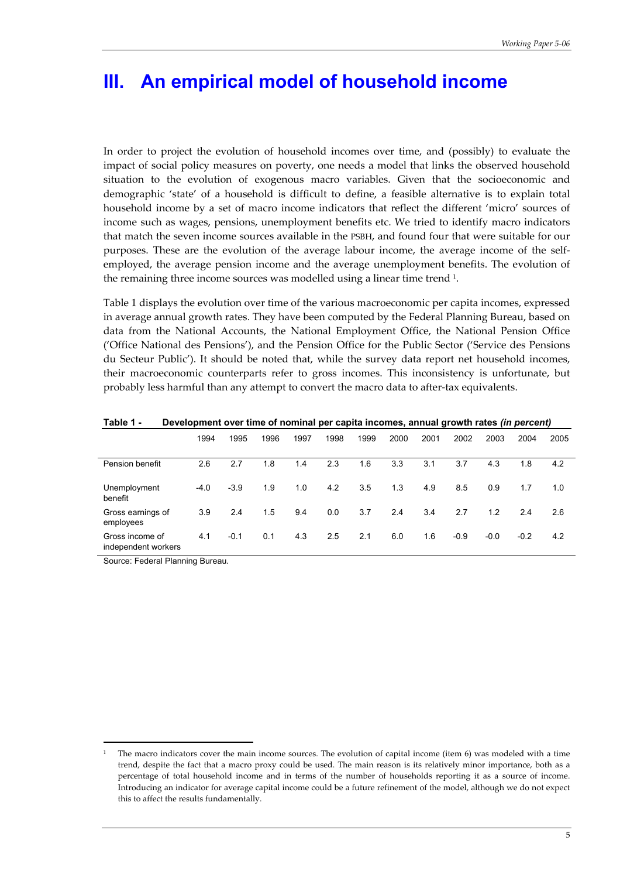# III. An empirical model of household income

In order to project the evolution of household incomes over time, and (possibly) to evaluate the impact of social policy measures on poverty, one needs a model that links the observed household situation to the evolution of exogenous macro variables. Given that the socioeconomic and demographic 'state' of a household is difficult to define, a feasible alternative is to explain total household income by a set of macro income indicators that reflect the different 'micro' sources of income such as wages, pensions, unemployment benefits etc. We tried to identify macro indicators that match the seven income sources available in the PSBH, and found four that were suitable for our purposes. These are the evolution of the average labour income, the average income of the self-employed, the average pension income and the average unemployment benefits. The evolution of the remaining three income sources was modelled using a linear time trend [1].

Table 1 displays the evolution over time of the various macroeconomic per capita incomes, expressed in average annual growth rates. They have been computed by the Federal Planning Bureau, based on data from the National Accounts, the National Employment Office, the National Pension Office ('Office National des Pensions'), and the Pension Office for the Public Sector ('Service des Pensions du Secteur Public'). It should be noted that, while the survey data report net household incomes, their macroeconomic counterparts refer to gross incomes. This inconsistency is unfortunate, but probably less harmful than any attempt to convert the macro data to after-tax equivalents.

**Table 1 - Development over time of nominal per capita incomes, annual growth rates *(in percent)***

| | 1994 | 1995 | 1996 | 1997 | 1998 | 1999 | 2000 | 2001 | 2002 | 2003 | 2004 | 2005 |
|---|---|---|---|---|---|---|---|---|---|---|---|---|
| Pension benefit | 2.6 | 2.7 | 1.8 | 1.4 | 2.3 | 1.6 | 3.3 | 3.1 | 3.7 | 4.3 | 1.8 | 4.2 |
| Unemployment benefit | -4.0 | -3.9 | 1.9 | 1.0 | 4.2 | 3.5 | 1.3 | 4.9 | 8.5 | 0.9 | 1.7 | 1.0 |
| Gross earnings of employees | 3.9 | 2.4 | 1.5 | 9.4 | 0.0 | 3.7 | 2.4 | 3.4 | 2.7 | 1.2 | 2.4 | 2.6 |
| Gross income of independent workers | 4.1 | -0.1 | 0.1 | 4.3 | 2.5 | 2.1 | 6.0 | 1.6 | -0.9 | -0.0 | -0.2 | 4.2 |

Source: Federal Planning Bureau.

[1] The macro indicators cover the main income sources. The evolution of capital income (item 6) was modeled with a time trend, despite the fact that a macro proxy could be used. The main reason is its relatively minor importance, both as a percentage of total household income and in terms of the number of households reporting it as a source of income. Introducing an indicator for average capital income could be a future refinement of the model, although we do not expect this to affect the results fundamentally.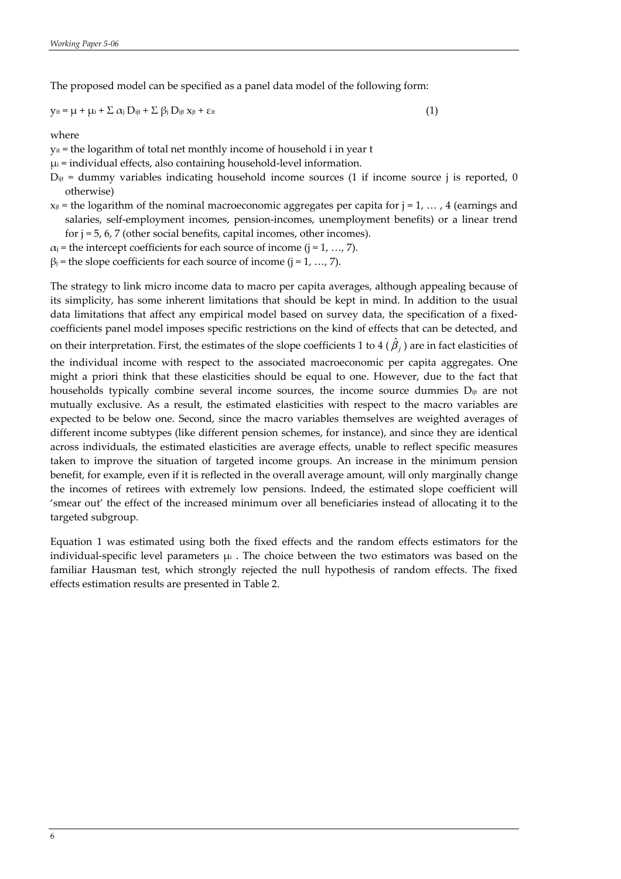The proposed model can be specified as a panel data model of the following form:

$$y_{it} = \mu + \mu_i + \Sigma\, \alpha_j\, D_{ijt} + \Sigma\, \beta_j\, D_{ijt}\, x_{jt} + \varepsilon_{it} \qquad (1)$$

where

- $y_{it}$ = the logarithm of total net monthly income of household i in year t
- $\mu_i$ = individual effects, also containing household-level information.
- $D_{ijt}$ = dummy variables indicating household income sources (1 if income source j is reported, 0 otherwise)
- $x_{jt}$ = the logarithm of the nominal macroeconomic aggregates per capita for $j = 1, \ldots, 4$ (earnings and salaries, self-employment incomes, pension-incomes, unemployment benefits) or a linear trend for $j = 5, 6, 7$ (other social benefits, capital incomes, other incomes).
- $\alpha_j$ = the intercept coefficients for each source of income ($j = 1, \ldots, 7$).
- $\beta_j$ = the slope coefficients for each source of income ($j = 1, \ldots, 7$).

The strategy to link micro income data to macro per capita averages, although appealing because of its simplicity, has some inherent limitations that should be kept in mind. In addition to the usual data limitations that affect any empirical model based on survey data, the specification of a fixed-coefficients panel model imposes specific restrictions on the kind of effects that can be detected, and on their interpretation. First, the estimates of the slope coefficients 1 to 4 ($\hat{\beta}_j$) are in fact elasticities of the individual income with respect to the associated macroeconomic per capita aggregates. One might a priori think that these elasticities should be equal to one. However, due to the fact that households typically combine several income sources, the income source dummies $D_{ijt}$ are not mutually exclusive. As a result, the estimated elasticities with respect to the macro variables are expected to be below one. Second, since the macro variables themselves are weighted averages of different income subtypes (like different pension schemes, for instance), and since they are identical across individuals, the estimated elasticities are average effects, unable to reflect specific measures taken to improve the situation of targeted income groups. An increase in the minimum pension benefit, for example, even if it is reflected in the overall average amount, will only marginally change the incomes of retirees with extremely low pensions. Indeed, the estimated slope coefficient will 'smear out' the effect of the increased minimum over all beneficiaries instead of allocating it to the targeted subgroup.

Equation 1 was estimated using both the fixed effects and the random effects estimators for the individual-specific level parameters $\mu_i$. The choice between the two estimators was based on the familiar Hausman test, which strongly rejected the null hypothesis of random effects. The fixed effects estimation results are presented in Table 2.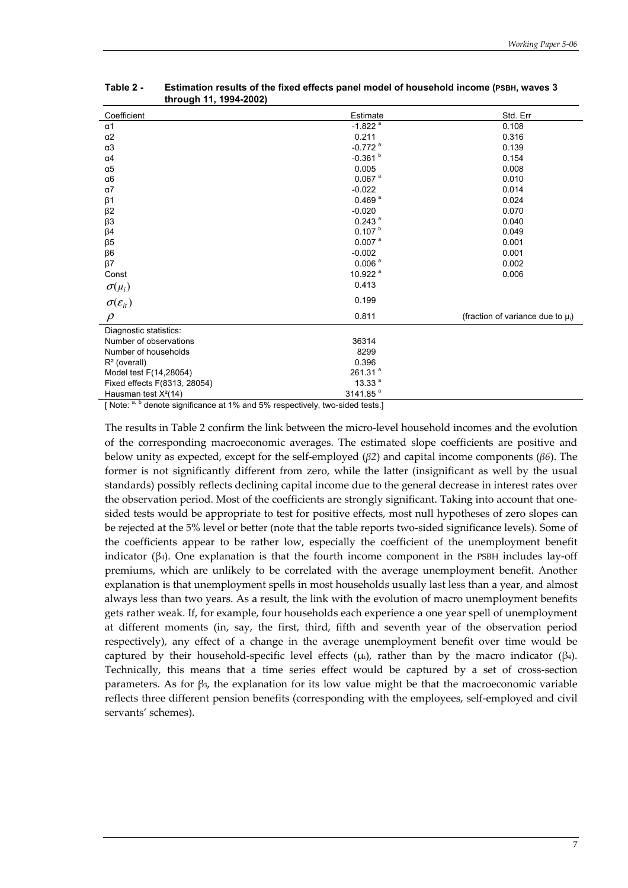**Table 2 - Estimation results of the fixed effects panel model of household income (PSBH, waves 3 through 11, 1994-2002)**

| Coefficient | Estimate | Std. Err |
|---|---|---|
| $\alpha 1$ | -1.822 [a] | 0.108 |
| $\alpha 2$ | 0.211 | 0.316 |
| $\alpha 3$ | -0.772 [a] | 0.139 |
| $\alpha 4$ | -0.361 [b] | 0.154 |
| $\alpha 5$ | 0.005 | 0.008 |
| $\alpha 6$ | 0.067 [a] | 0.010 |
| $\alpha 7$ | -0.022 | 0.014 |
| $\beta 1$ | 0.469 [a] | 0.024 |
| $\beta 2$ | -0.020 | 0.070 |
| $\beta 3$ | 0.243 [a] | 0.040 |
| $\beta 4$ | 0.107 [b] | 0.049 |
| $\beta 5$ | 0.007 [a] | 0.001 |
| $\beta 6$ | -0.002 | 0.001 |
| $\beta 7$ | 0.006 [a] | 0.002 |
| Const | 10.922 [a] | 0.006 |
| $\sigma(\mu_i)$ | 0.413 | |
| $\sigma(\varepsilon_{it})$ | 0.199 | |
| $\rho$ | 0.811 | (fraction of variance due to $\mu_i$) |
| Diagnostic statistics: | | |
| Number of observations | 36314 | |
| Number of households | 8299 | |
| $R^2$ (overall) | 0.396 | |
| Model test $F(14,28054)$ | 261.31 [a] | |
| Fixed effects $F(8313, 28054)$ | 13.33 [a] | |
| Hausman test $X^2(14)$ | 3141.85 [a] | |

[ Note: [a, b] denote significance at 1% and 5% respectively, two-sided tests.]

The results in Table 2 confirm the link between the micro-level household incomes and the evolution of the corresponding macroeconomic averages. The estimated slope coefficients are positive and below unity as expected, except for the self-employed (*β2*) and capital income components (*β6*). The former is not significantly different from zero, while the latter (insignificant as well by the usual standards) possibly reflects declining capital income due to the general decrease in interest rates over the observation period. Most of the coefficients are strongly significant. Taking into account that one-sided tests would be appropriate to test for positive effects, most null hypotheses of zero slopes can be rejected at the 5% level or better (note that the table reports two-sided significance levels). Some of the coefficients appear to be rather low, especially the coefficient of the unemployment benefit indicator ($\beta_4$). One explanation is that the fourth income component in the PSBH includes lay-off premiums, which are unlikely to be correlated with the average unemployment benefit. Another explanation is that unemployment spells in most households usually last less than a year, and almost always less than two years. As a result, the link with the evolution of macro unemployment benefits gets rather weak. If, for example, four households each experience a one year spell of unemployment at different moments (in, say, the first, third, fifth and seventh year of the observation period respectively), any effect of a change in the average unemployment benefit over time would be captured by their household-specific level effects ($\mu_i$), rather than by the macro indicator ($\beta_4$). Technically, this means that a time series effect would be captured by a set of cross-section parameters. As for $\beta_3$, the explanation for its low value might be that the macroeconomic variable reflects three different pension benefits (corresponding with the employees, self-employed and civil servants' schemes).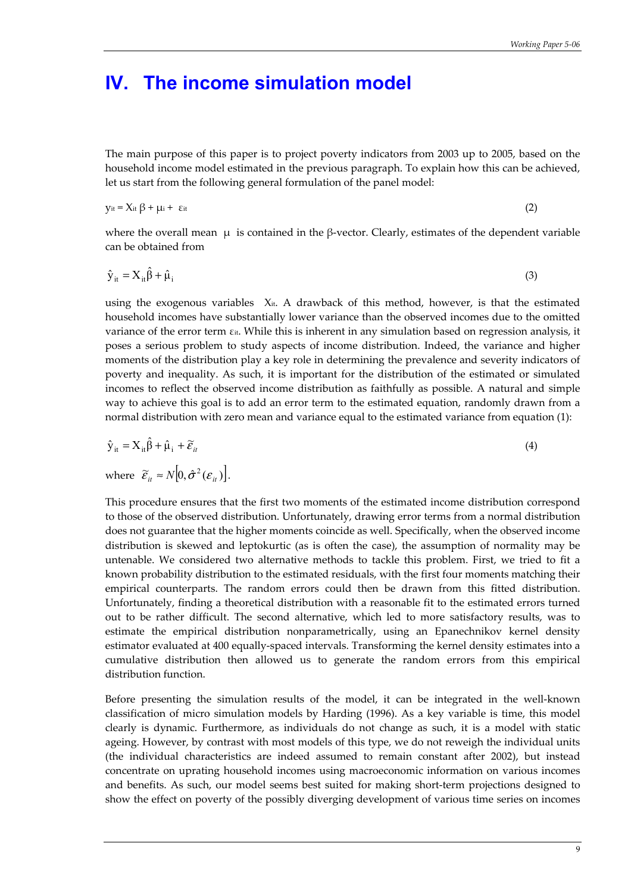# IV. The income simulation model

The main purpose of this paper is to project poverty indicators from 2003 up to 2005, based on the household income model estimated in the previous paragraph. To explain how this can be achieved, let us start from the following general formulation of the panel model:

$$y_{it} = X_{it}\,\beta + \mu_i + \varepsilon_{it} \tag{2}$$

where the overall mean $\mu$ is contained in the $\beta$-vector. Clearly, estimates of the dependent variable can be obtained from

$$\hat{y}_{it} = X_{it}\hat{\beta} + \hat{\mu}_i \tag{3}$$

using the exogenous variables $X_{it}$. A drawback of this method, however, is that the estimated household incomes have substantially lower variance than the observed incomes due to the omitted variance of the error term $\varepsilon_{it}$. While this is inherent in any simulation based on regression analysis, it poses a serious problem to study aspects of income distribution. Indeed, the variance and higher moments of the distribution play a key role in determining the prevalence and severity indicators of poverty and inequality. As such, it is important for the distribution of the estimated or simulated incomes to reflect the observed income distribution as faithfully as possible. A natural and simple way to achieve this goal is to add an error term to the estimated equation, randomly drawn from a normal distribution with zero mean and variance equal to the estimated variance from equation (1):

$$\hat{y}_{it} = X_{it}\hat{\beta} + \hat{\mu}_i + \tilde{\varepsilon}_{it} \tag{4}$$

where $\tilde{\varepsilon}_{it} \approx N\left[0, \hat{\sigma}^2(\varepsilon_{it})\right]$.

This procedure ensures that the first two moments of the estimated income distribution correspond to those of the observed distribution. Unfortunately, drawing error terms from a normal distribution does not guarantee that the higher moments coincide as well. Specifically, when the observed income distribution is skewed and leptokurtic (as is often the case), the assumption of normality may be untenable. We considered two alternative methods to tackle this problem. First, we tried to fit a known probability distribution to the estimated residuals, with the first four moments matching their empirical counterparts. The random errors could then be drawn from this fitted distribution. Unfortunately, finding a theoretical distribution with a reasonable fit to the estimated errors turned out to be rather difficult. The second alternative, which led to more satisfactory results, was to estimate the empirical distribution nonparametrically, using an Epanechnikov kernel density estimator evaluated at 400 equally-spaced intervals. Transforming the kernel density estimates into a cumulative distribution then allowed us to generate the random errors from this empirical distribution function.

Before presenting the simulation results of the model, it can be integrated in the well-known classification of micro simulation models by Harding (1996). As a key variable is time, this model clearly is dynamic. Furthermore, as individuals do not change as such, it is a model with static ageing. However, by contrast with most models of this type, we do not reweigh the individual units (the individual characteristics are indeed assumed to remain constant after 2002), but instead concentrate on uprating household incomes using macroeconomic information on various incomes and benefits. As such, our model seems best suited for making short-term projections designed to show the effect on poverty of the possibly diverging development of various time series on incomes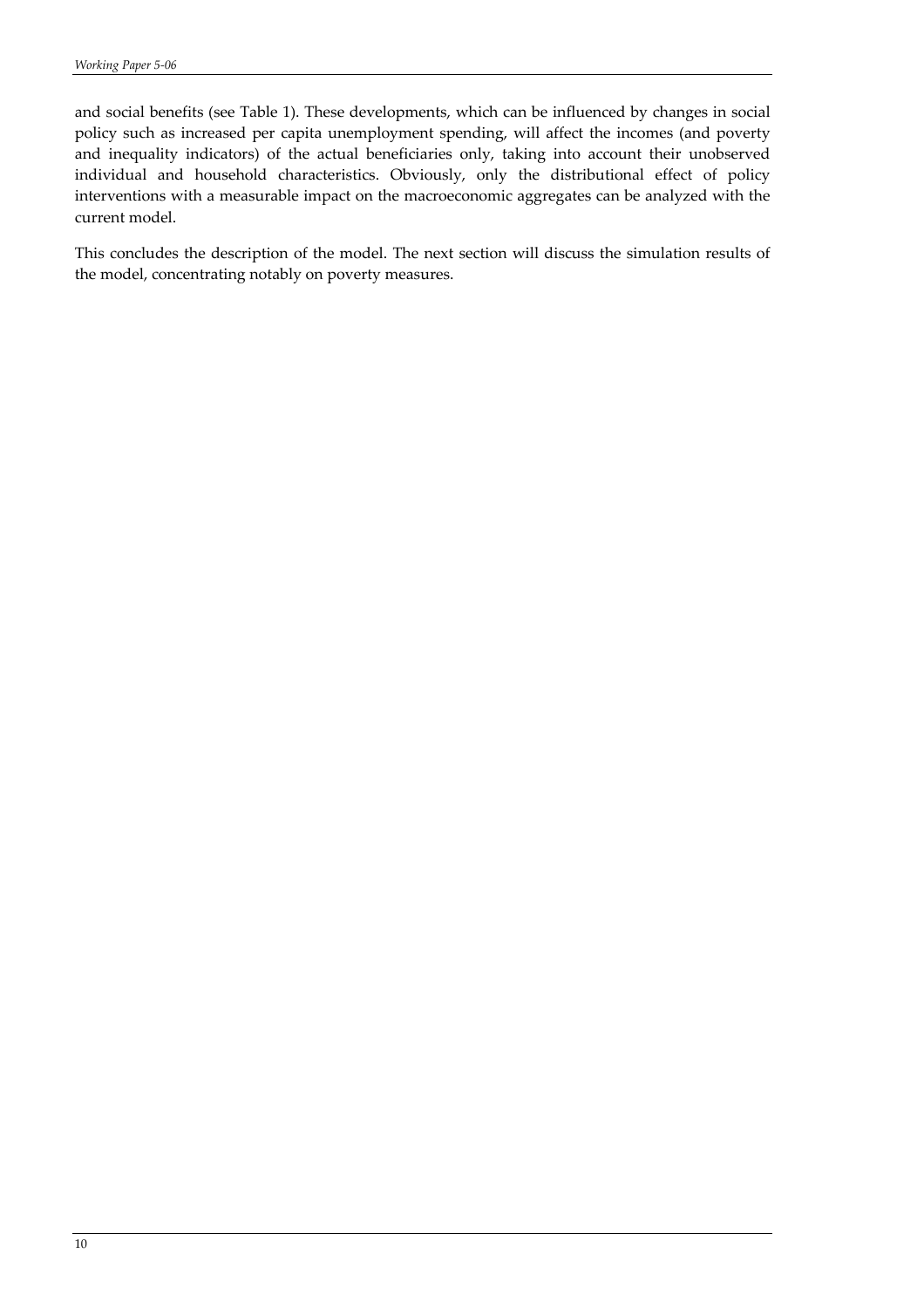and social benefits (see Table 1). These developments, which can be influenced by changes in social policy such as increased per capita unemployment spending, will affect the incomes (and poverty and inequality indicators) of the actual beneficiaries only, taking into account their unobserved individual and household characteristics. Obviously, only the distributional effect of policy interventions with a measurable impact on the macroeconomic aggregates can be analyzed with the current model.

This concludes the description of the model. The next section will discuss the simulation results of the model, concentrating notably on poverty measures.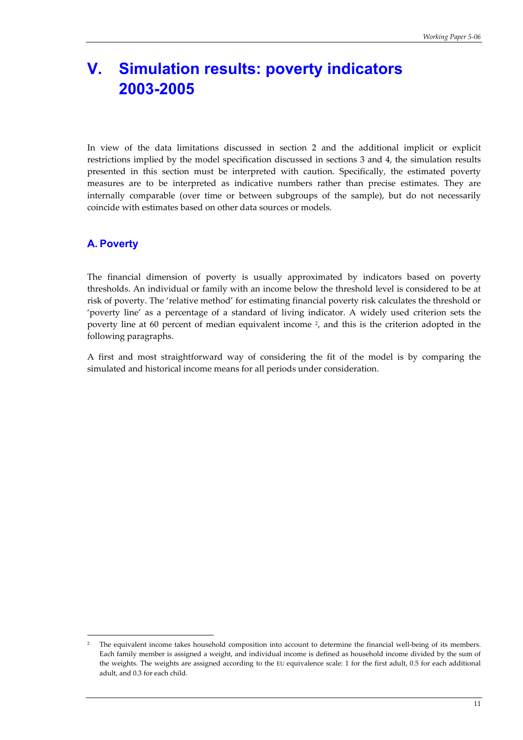# V. Simulation results: poverty indicators 2003-2005

In view of the data limitations discussed in section 2 and the additional implicit or explicit restrictions implied by the model specification discussed in sections 3 and 4, the simulation results presented in this section must be interpreted with caution. Specifically, the estimated poverty measures are to be interpreted as indicative numbers rather than precise estimates. They are internally comparable (over time or between subgroups of the sample), but do not necessarily coincide with estimates based on other data sources or models.

## A. Poverty

The financial dimension of poverty is usually approximated by indicators based on poverty thresholds. An individual or family with an income below the threshold level is considered to be at risk of poverty. The 'relative method' for estimating financial poverty risk calculates the threshold or 'poverty line' as a percentage of a standard of living indicator. A widely used criterion sets the poverty line at 60 percent of median equivalent income [2], and this is the criterion adopted in the following paragraphs.

A first and most straightforward way of considering the fit of the model is by comparing the simulated and historical income means for all periods under consideration.

---

[2] The equivalent income takes household composition into account to determine the financial well-being of its members. Each family member is assigned a weight, and individual income is defined as household income divided by the sum of the weights. The weights are assigned according to the EU equivalence scale: 1 for the first adult, 0.5 for each additional adult, and 0.3 for each child.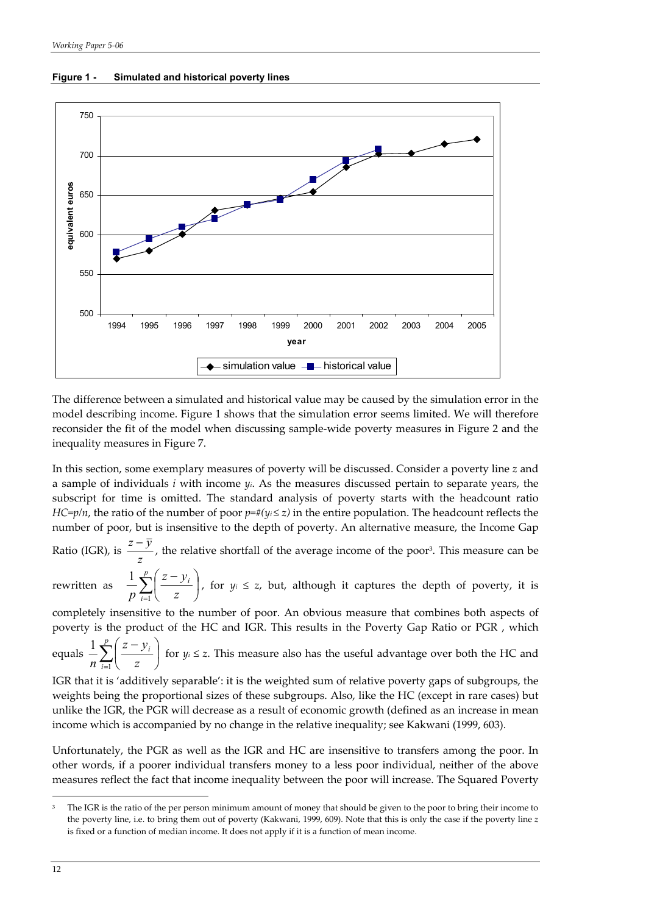**Figure 1 - Simulated and historical poverty lines**

The difference between a simulated and historical value may be caused by the simulation error in the model describing income. Figure 1 shows that the simulation error seems limited. We will therefore reconsider the fit of the model when discussing sample-wide poverty measures in Figure 2 and the inequality measures in Figure 7.

In this section, some exemplary measures of poverty will be discussed. Consider a poverty line $z$ and a sample of individuals $i$ with income $y_i$. As the measures discussed pertain to separate years, the subscript for time is omitted. The standard analysis of poverty starts with the headcount ratio $HC=p/n$, the ratio of the number of poor $p=\#(y_i \leq z)$ in the entire population. The headcount reflects the number of poor, but is insensitive to the depth of poverty. An alternative measure, the Income Gap Ratio (IGR), is $\frac{z-\bar{y}}{z}$, the relative shortfall of the average income of the poor[3]. This measure can be rewritten as $\frac{1}{p}\sum_{i=1}^{p}\left(\frac{z-y_i}{z}\right)$, for $y_i \leq z$, but, although it captures the depth of poverty, it is completely insensitive to the number of poor. An obvious measure that combines both aspects of poverty is the product of the HC and IGR. This results in the Poverty Gap Ratio or PGR , which equals $\frac{1}{n}\sum_{i=1}^{p}\left(\frac{z-y_i}{z}\right)$ for $y_i \leq z$. This measure also has the useful advantage over both the HC and IGR that it is 'additively separable': it is the weighted sum of relative poverty gaps of subgroups, the weights being the proportional sizes of these subgroups. Also, like the HC (except in rare cases) but unlike the IGR, the PGR will decrease as a result of economic growth (defined as an increase in mean income which is accompanied by no change in the relative inequality; see Kakwani (1999, 603).

Unfortunately, the PGR as well as the IGR and HC are insensitive to transfers among the poor. In other words, if a poorer individual transfers money to a less poor individual, neither of the above measures reflect the fact that income inequality between the poor will increase. The Squared Poverty

[3] The IGR is the ratio of the per person minimum amount of money that should be given to the poor to bring their income to the poverty line, i.e. to bring them out of poverty (Kakwani, 1999, 609). Note that this is only the case if the poverty line $z$ is fixed or a function of median income. It does not apply if it is a function of mean income.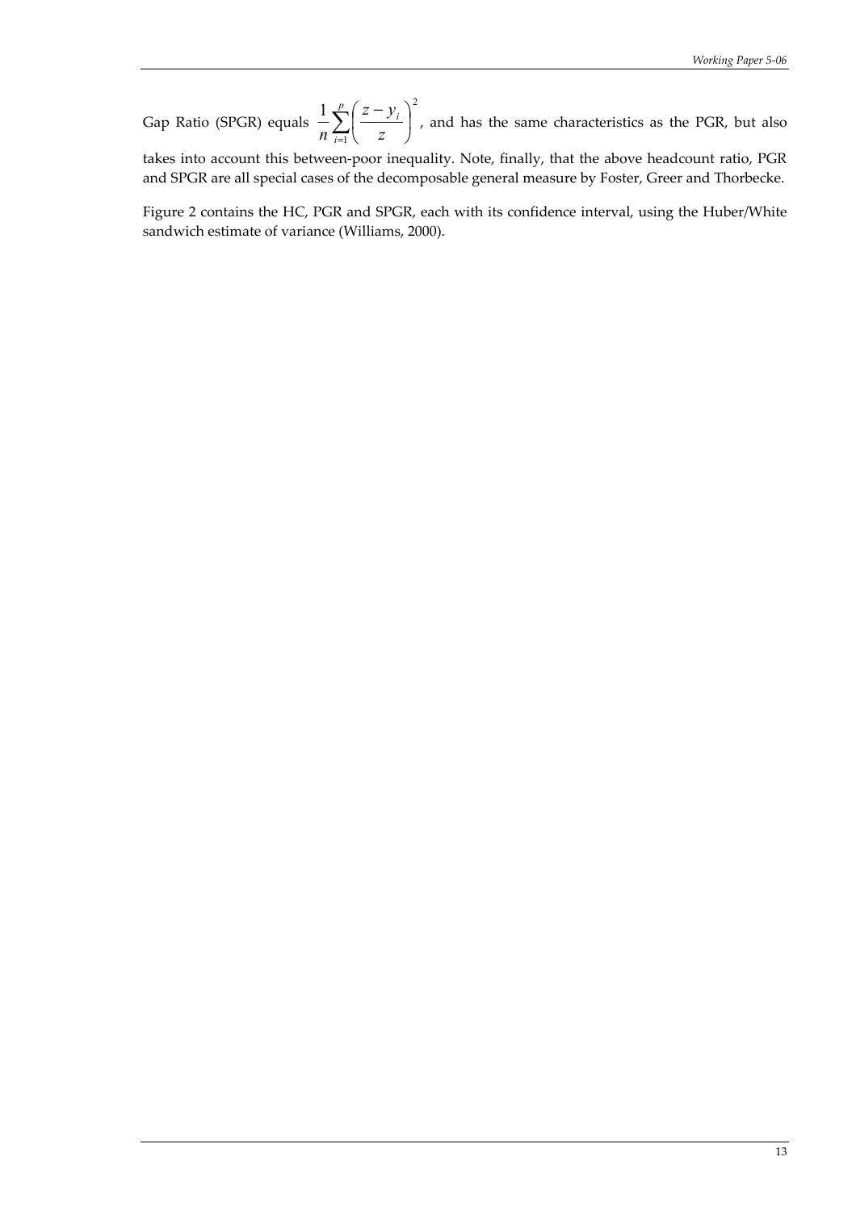Gap Ratio (SPGR) equals $\frac{1}{n}\sum_{i=1}^{p}\left(\frac{z-y_i}{z}\right)^2$, and has the same characteristics as the PGR, but also takes into account this between-poor inequality. Note, finally, that the above headcount ratio, PGR and SPGR are all special cases of the decomposable general measure by Foster, Greer and Thorbecke.

Figure 2 contains the HC, PGR and SPGR, each with its confidence interval, using the Huber/White sandwich estimate of variance (Williams, 2000).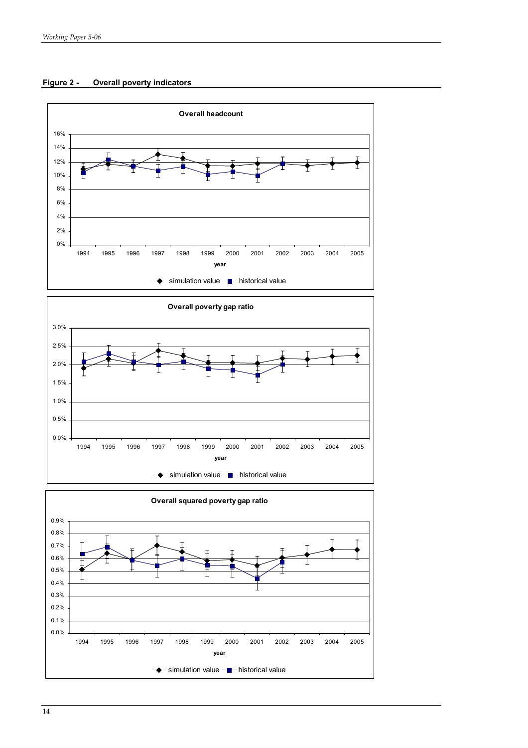**Figure 2 - Overall poverty indicators**

**Overall headcount**

16%
14%
12%
10%
8%
6%
4%
2%
0%

1994 1995 1996 1997 1998 1999 2000 2001 2002 2003 2004 2005

year

simulation value — historical value

**Overall poverty gap ratio**

3.0%
2.5%
2.0%
1.5%
1.0%
0.5%
0.0%

1994 1995 1996 1997 1998 1999 2000 2001 2002 2003 2004 2005

year

simulation value — historical value

**Overall squared poverty gap ratio**

0.9%
0.8%
0.7%
0.6%
0.5%
0.4%
0.3%
0.2%
0.1%
0.0%

1994 1995 1996 1997 1998 1999 2000 2001 2002 2003 2004 2005

year

simulation value — historical value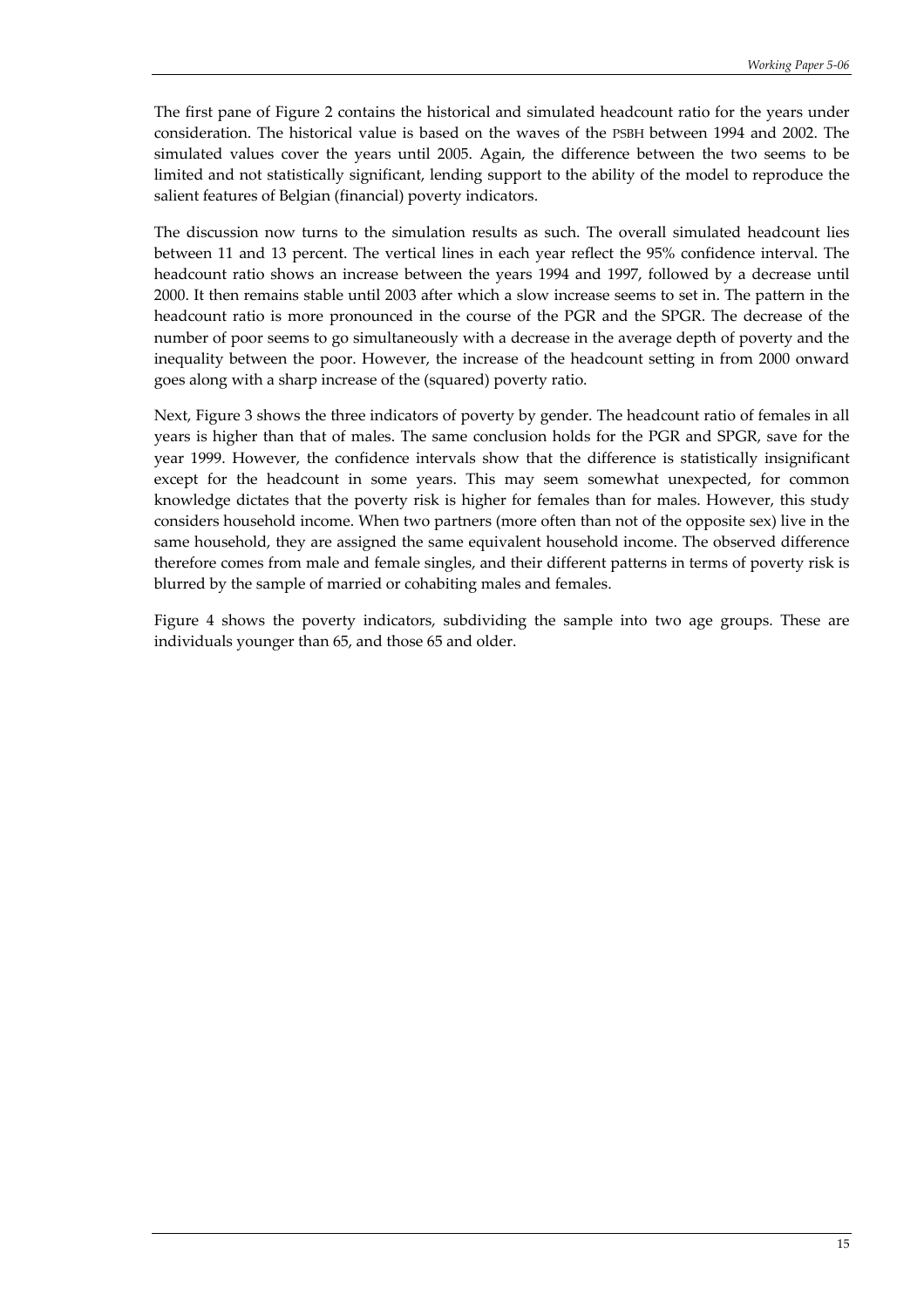The first pane of Figure 2 contains the historical and simulated headcount ratio for the years under consideration. The historical value is based on the waves of the PSBH between 1994 and 2002. The simulated values cover the years until 2005. Again, the difference between the two seems to be limited and not statistically significant, lending support to the ability of the model to reproduce the salient features of Belgian (financial) poverty indicators.

The discussion now turns to the simulation results as such. The overall simulated headcount lies between 11 and 13 percent. The vertical lines in each year reflect the 95% confidence interval. The headcount ratio shows an increase between the years 1994 and 1997, followed by a decrease until 2000. It then remains stable until 2003 after which a slow increase seems to set in. The pattern in the headcount ratio is more pronounced in the course of the PGR and the SPGR. The decrease of the number of poor seems to go simultaneously with a decrease in the average depth of poverty and the inequality between the poor. However, the increase of the headcount setting in from 2000 onward goes along with a sharp increase of the (squared) poverty ratio.

Next, Figure 3 shows the three indicators of poverty by gender. The headcount ratio of females in all years is higher than that of males. The same conclusion holds for the PGR and SPGR, save for the year 1999. However, the confidence intervals show that the difference is statistically insignificant except for the headcount in some years. This may seem somewhat unexpected, for common knowledge dictates that the poverty risk is higher for females than for males. However, this study considers household income. When two partners (more often than not of the opposite sex) live in the same household, they are assigned the same equivalent household income. The observed difference therefore comes from male and female singles, and their different patterns in terms of poverty risk is blurred by the sample of married or cohabiting males and females.

Figure 4 shows the poverty indicators, subdividing the sample into two age groups. These are individuals younger than 65, and those 65 and older.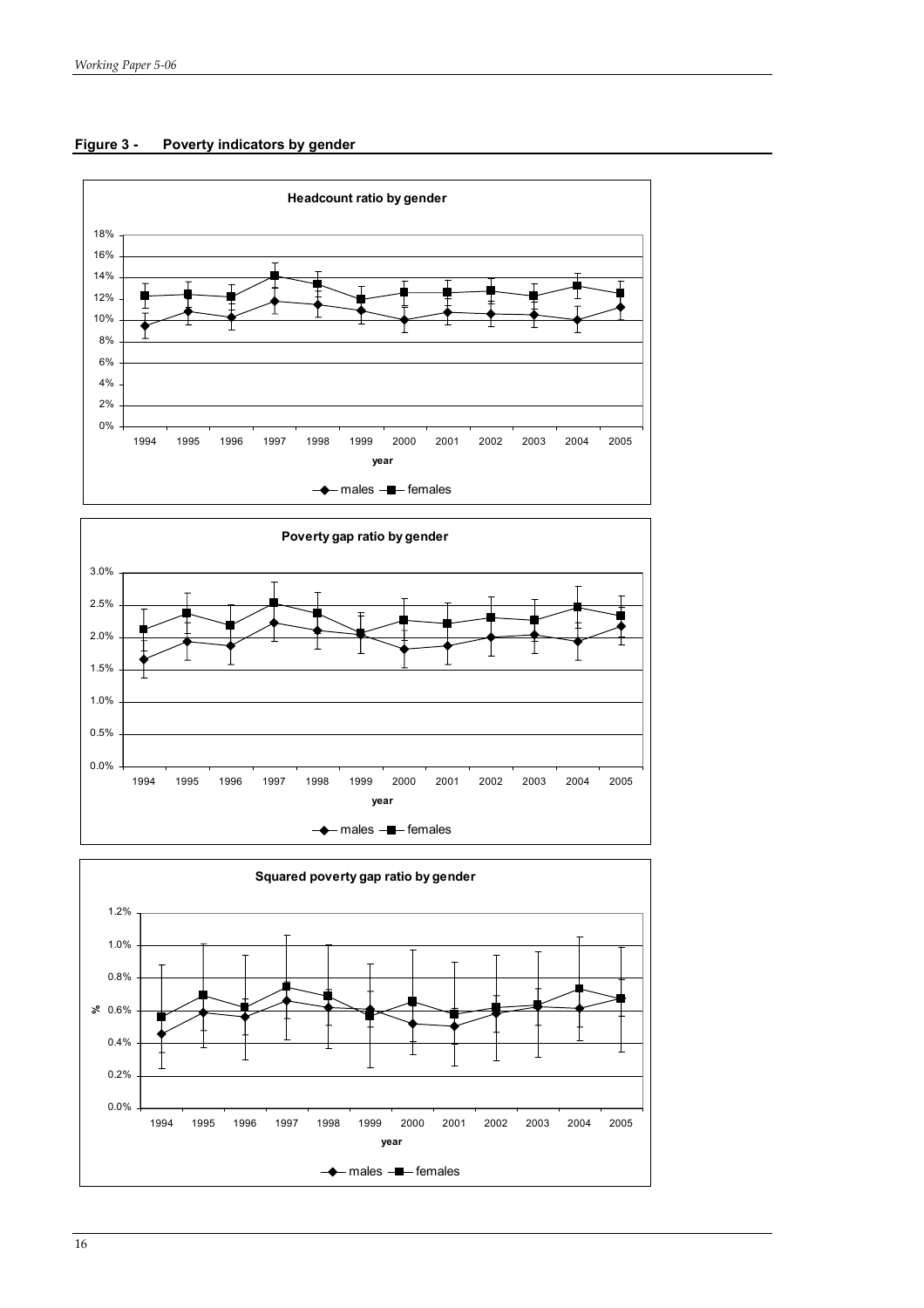**Figure 3 - Poverty indicators by gender**

**Headcount ratio by gender**

**Poverty gap ratio by gender**

**Squared poverty gap ratio by gender**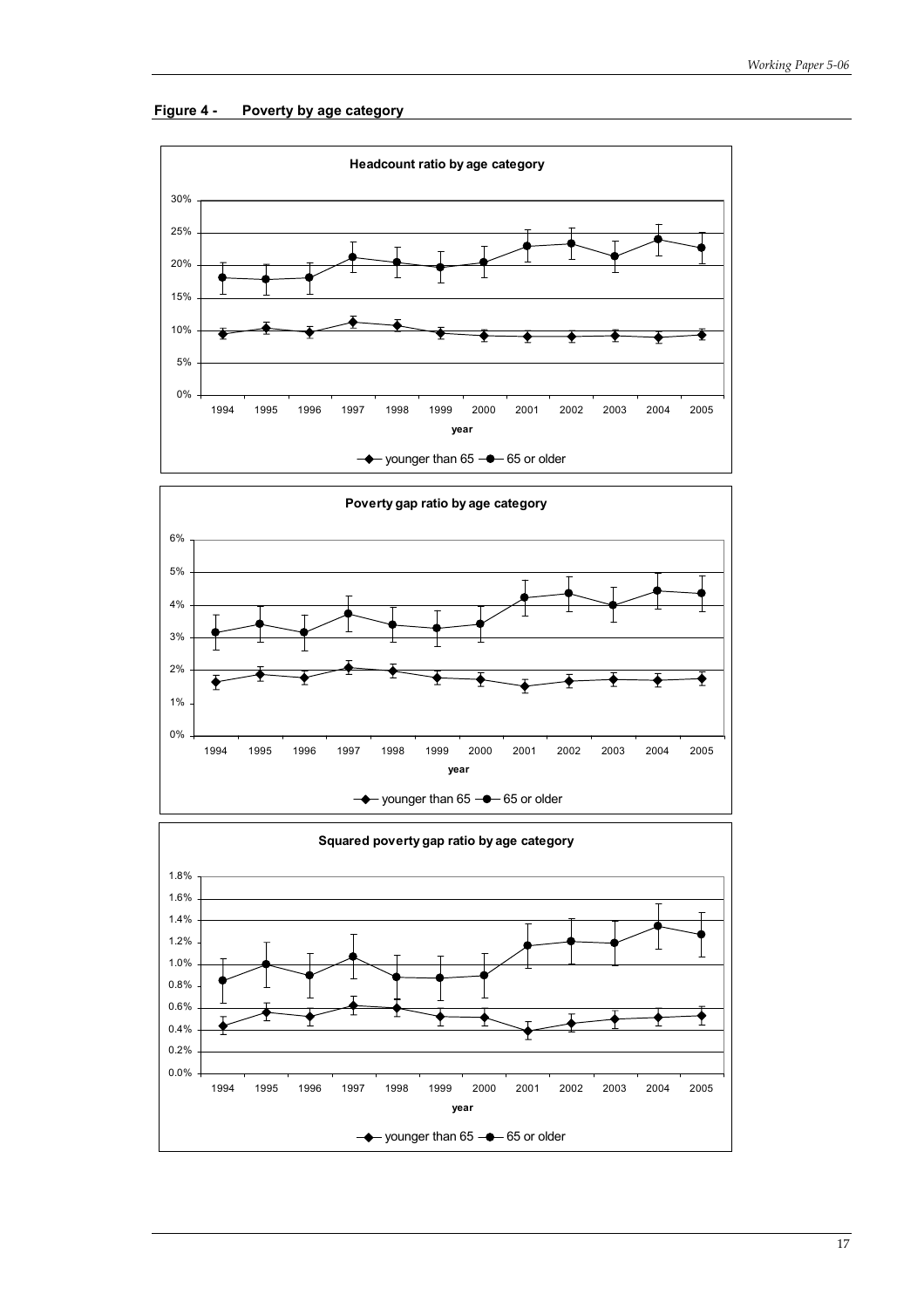**Figure 4 - Poverty by age category**

**Headcount ratio by age category**

**Poverty gap ratio by age category**

**Squared poverty gap ratio by age category**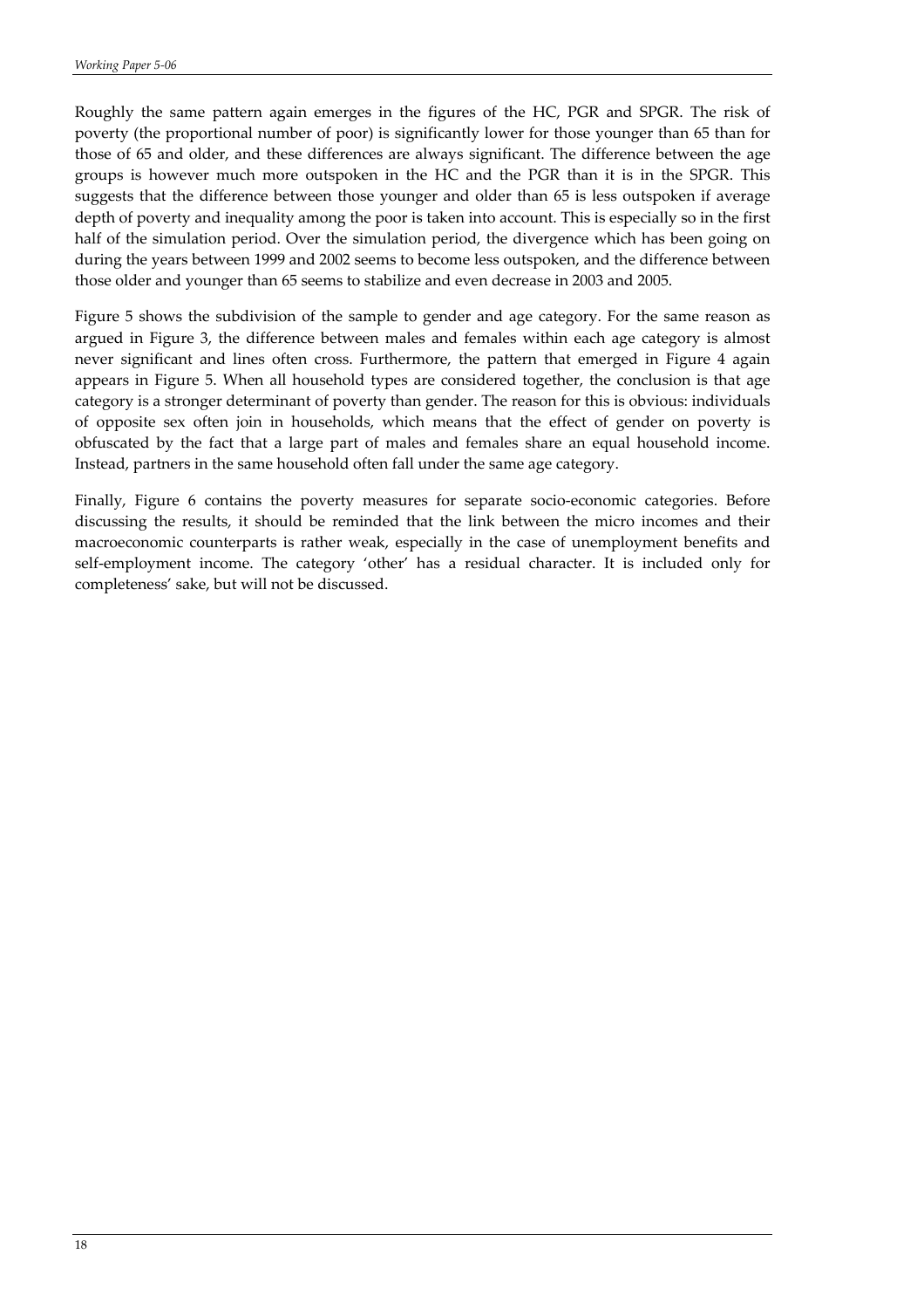Roughly the same pattern again emerges in the figures of the HC, PGR and SPGR. The risk of poverty (the proportional number of poor) is significantly lower for those younger than 65 than for those of 65 and older, and these differences are always significant. The difference between the age groups is however much more outspoken in the HC and the PGR than it is in the SPGR. This suggests that the difference between those younger and older than 65 is less outspoken if average depth of poverty and inequality among the poor is taken into account. This is especially so in the first half of the simulation period. Over the simulation period, the divergence which has been going on during the years between 1999 and 2002 seems to become less outspoken, and the difference between those older and younger than 65 seems to stabilize and even decrease in 2003 and 2005.

Figure 5 shows the subdivision of the sample to gender and age category. For the same reason as argued in Figure 3, the difference between males and females within each age category is almost never significant and lines often cross. Furthermore, the pattern that emerged in Figure 4 again appears in Figure 5. When all household types are considered together, the conclusion is that age category is a stronger determinant of poverty than gender. The reason for this is obvious: individuals of opposite sex often join in households, which means that the effect of gender on poverty is obfuscated by the fact that a large part of males and females share an equal household income. Instead, partners in the same household often fall under the same age category.

Finally, Figure 6 contains the poverty measures for separate socio-economic categories. Before discussing the results, it should be reminded that the link between the micro incomes and their macroeconomic counterparts is rather weak, especially in the case of unemployment benefits and self-employment income. The category 'other' has a residual character. It is included only for completeness' sake, but will not be discussed.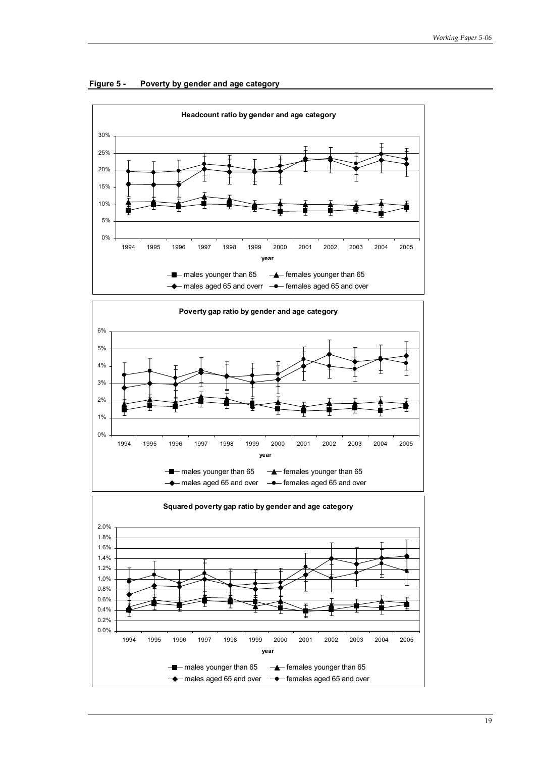**Figure 5 - Poverty by gender and age category**

**Headcount ratio by gender and age category**

**Poverty gap ratio by gender and age category**

**Squared poverty gap ratio by gender and age category**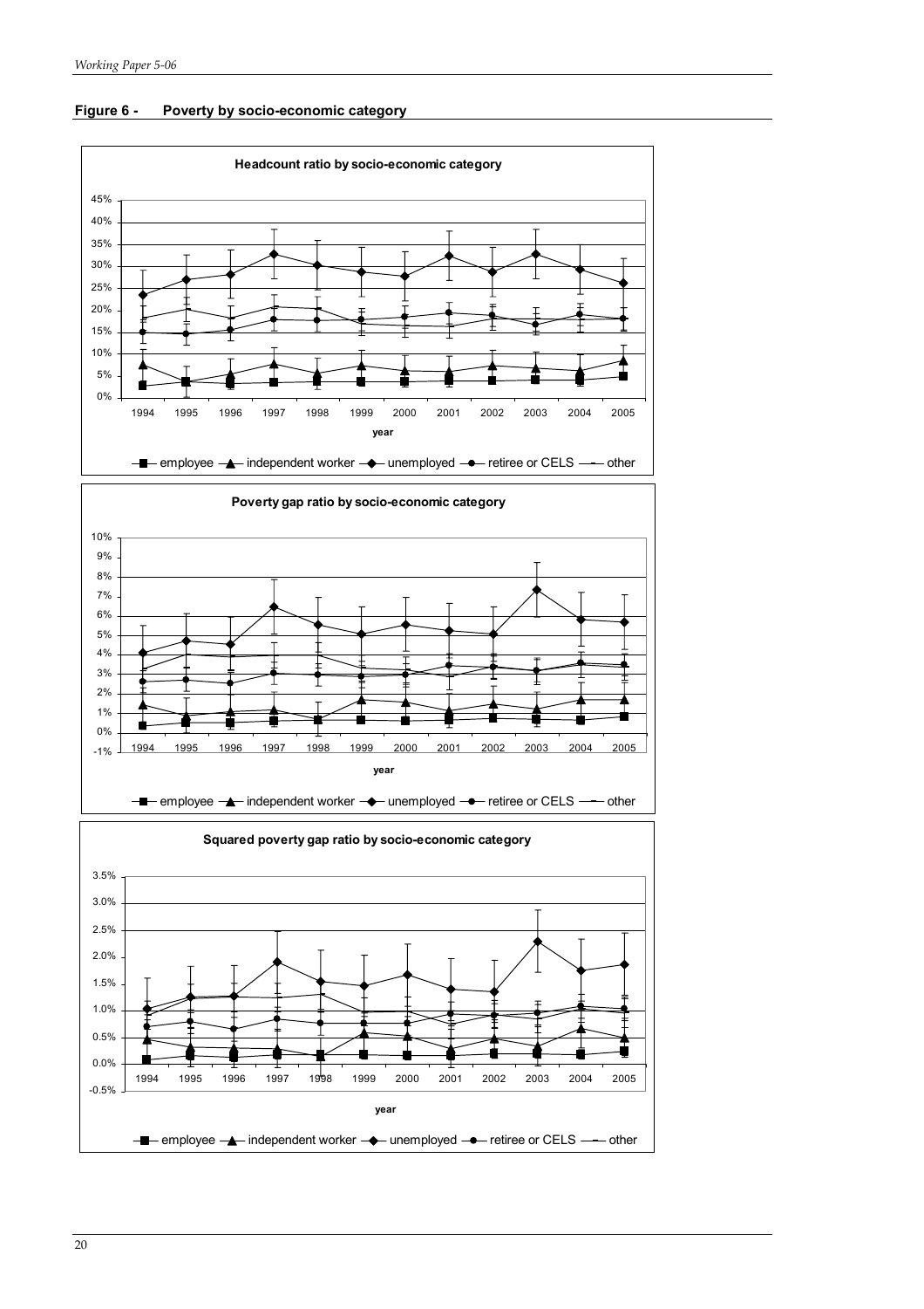**Figure 6 - Poverty by socio-economic category**

Headcount ratio by socio-economic category

Poverty gap ratio by socio-economic category

Squared poverty gap ratio by socio-economic category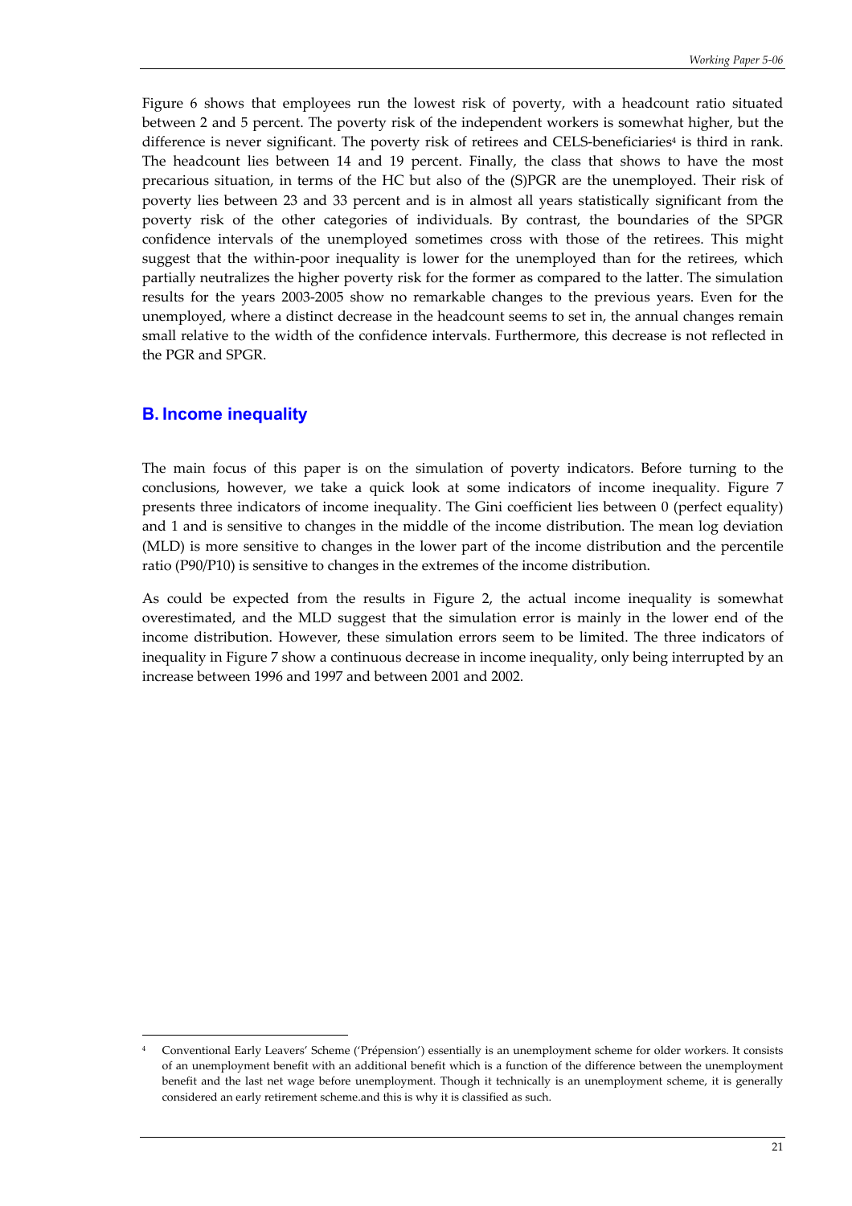Figure 6 shows that employees run the lowest risk of poverty, with a headcount ratio situated between 2 and 5 percent. The poverty risk of the independent workers is somewhat higher, but the difference is never significant. The poverty risk of retirees and CELS-beneficiaries[4] is third in rank. The headcount lies between 14 and 19 percent. Finally, the class that shows to have the most precarious situation, in terms of the HC but also of the (S)PGR are the unemployed. Their risk of poverty lies between 23 and 33 percent and is in almost all years statistically significant from the poverty risk of the other categories of individuals. By contrast, the boundaries of the SPGR confidence intervals of the unemployed sometimes cross with those of the retirees. This might suggest that the within-poor inequality is lower for the unemployed than for the retirees, which partially neutralizes the higher poverty risk for the former as compared to the latter. The simulation results for the years 2003-2005 show no remarkable changes to the previous years. Even for the unemployed, where a distinct decrease in the headcount seems to set in, the annual changes remain small relative to the width of the confidence intervals. Furthermore, this decrease is not reflected in the PGR and SPGR.

## B. Income inequality

The main focus of this paper is on the simulation of poverty indicators. Before turning to the conclusions, however, we take a quick look at some indicators of income inequality. Figure 7 presents three indicators of income inequality. The Gini coefficient lies between 0 (perfect equality) and 1 and is sensitive to changes in the middle of the income distribution. The mean log deviation (MLD) is more sensitive to changes in the lower part of the income distribution and the percentile ratio (P90/P10) is sensitive to changes in the extremes of the income distribution.

As could be expected from the results in Figure 2, the actual income inequality is somewhat overestimated, and the MLD suggest that the simulation error is mainly in the lower end of the income distribution. However, these simulation errors seem to be limited. The three indicators of inequality in Figure 7 show a continuous decrease in income inequality, only being interrupted by an increase between 1996 and 1997 and between 2001 and 2002.

[4] Conventional Early Leavers' Scheme ('Prépension') essentially is an unemployment scheme for older workers. It consists of an unemployment benefit with an additional benefit which is a function of the difference between the unemployment benefit and the last net wage before unemployment. Though it technically is an unemployment scheme, it is generally considered an early retirement scheme.and this is why it is classified as such.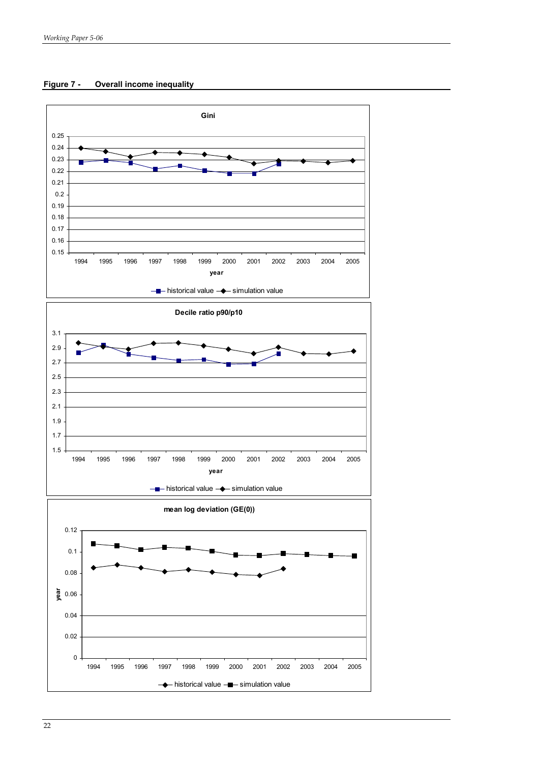**Figure 7 - Overall income inequality**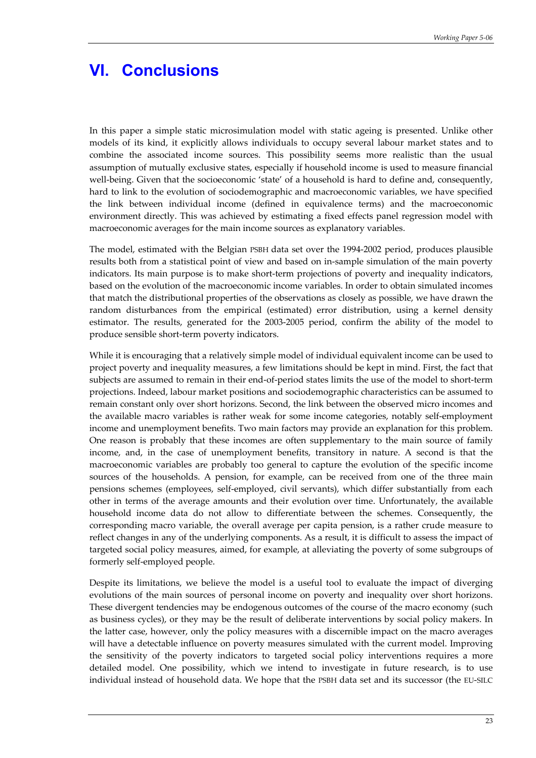# VI. Conclusions

In this paper a simple static microsimulation model with static ageing is presented. Unlike other models of its kind, it explicitly allows individuals to occupy several labour market states and to combine the associated income sources. This possibility seems more realistic than the usual assumption of mutually exclusive states, especially if household income is used to measure financial well-being. Given that the socioeconomic 'state' of a household is hard to define and, consequently, hard to link to the evolution of sociodemographic and macroeconomic variables, we have specified the link between individual income (defined in equivalence terms) and the macroeconomic environment directly. This was achieved by estimating a fixed effects panel regression model with macroeconomic averages for the main income sources as explanatory variables.

The model, estimated with the Belgian PSBH data set over the 1994-2002 period, produces plausible results both from a statistical point of view and based on in-sample simulation of the main poverty indicators. Its main purpose is to make short-term projections of poverty and inequality indicators, based on the evolution of the macroeconomic income variables. In order to obtain simulated incomes that match the distributional properties of the observations as closely as possible, we have drawn the random disturbances from the empirical (estimated) error distribution, using a kernel density estimator. The results, generated for the 2003-2005 period, confirm the ability of the model to produce sensible short-term poverty indicators.

While it is encouraging that a relatively simple model of individual equivalent income can be used to project poverty and inequality measures, a few limitations should be kept in mind. First, the fact that subjects are assumed to remain in their end-of-period states limits the use of the model to short-term projections. Indeed, labour market positions and sociodemographic characteristics can be assumed to remain constant only over short horizons. Second, the link between the observed micro incomes and the available macro variables is rather weak for some income categories, notably self-employment income and unemployment benefits. Two main factors may provide an explanation for this problem. One reason is probably that these incomes are often supplementary to the main source of family income, and, in the case of unemployment benefits, transitory in nature. A second is that the macroeconomic variables are probably too general to capture the evolution of the specific income sources of the households. A pension, for example, can be received from one of the three main pensions schemes (employees, self-employed, civil servants), which differ substantially from each other in terms of the average amounts and their evolution over time. Unfortunately, the available household income data do not allow to differentiate between the schemes. Consequently, the corresponding macro variable, the overall average per capita pension, is a rather crude measure to reflect changes in any of the underlying components. As a result, it is difficult to assess the impact of targeted social policy measures, aimed, for example, at alleviating the poverty of some subgroups of formerly self-employed people.

Despite its limitations, we believe the model is a useful tool to evaluate the impact of diverging evolutions of the main sources of personal income on poverty and inequality over short horizons. These divergent tendencies may be endogenous outcomes of the course of the macro economy (such as business cycles), or they may be the result of deliberate interventions by social policy makers. In the latter case, however, only the policy measures with a discernible impact on the macro averages will have a detectable influence on poverty measures simulated with the current model. Improving the sensitivity of the poverty indicators to targeted social policy interventions requires a more detailed model. One possibility, which we intend to investigate in future research, is to use individual instead of household data. We hope that the PSBH data set and its successor (the EU-SILC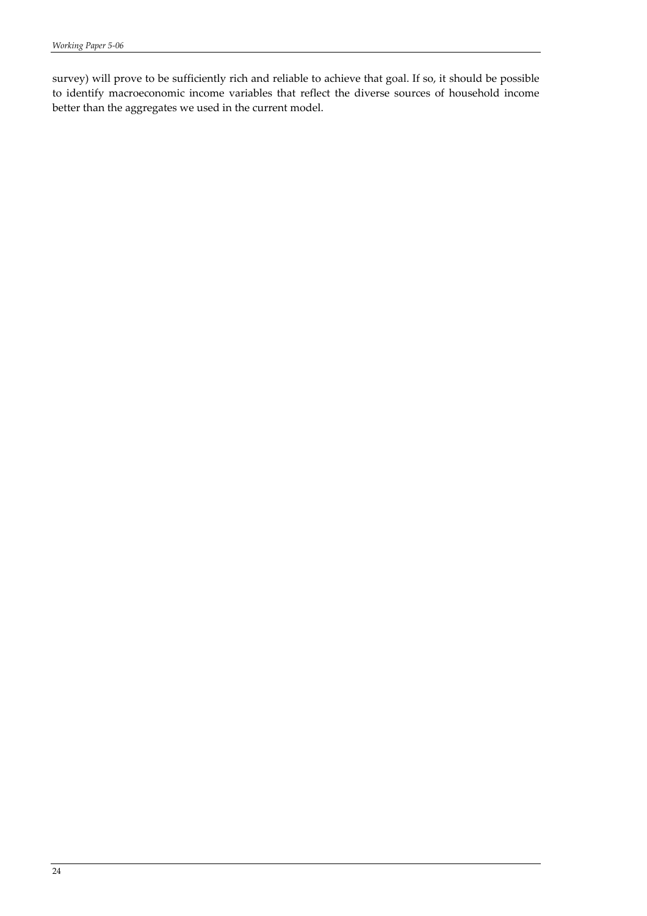survey) will prove to be sufficiently rich and reliable to achieve that goal. If so, it should be possible to identify macroeconomic income variables that reflect the diverse sources of household income better than the aggregates we used in the current model.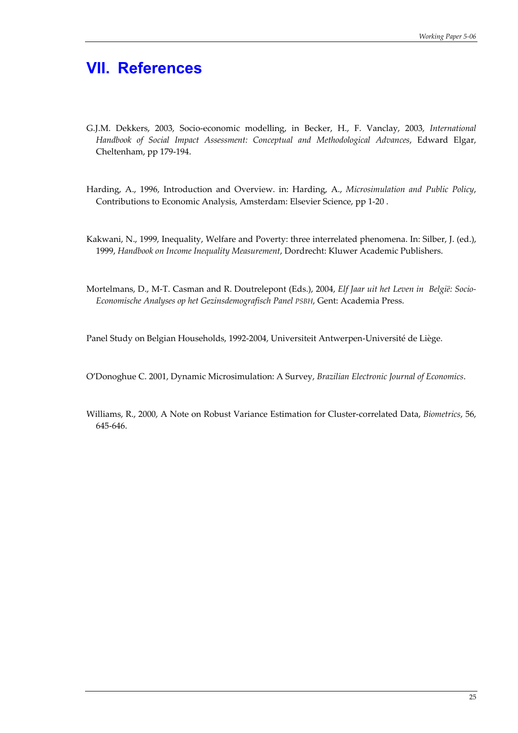# VII. References

G.J.M. Dekkers, 2003, Socio-economic modelling, in Becker, H., F. Vanclay, 2003, *International Handbook of Social Impact Assessment: Conceptual and Methodological Advances*, Edward Elgar, Cheltenham, pp 179-194.

Harding, A., 1996, Introduction and Overview. in: Harding, A., *Microsimulation and Public Policy*, Contributions to Economic Analysis, Amsterdam: Elsevier Science, pp 1-20 .

Kakwani, N., 1999, Inequality, Welfare and Poverty: three interrelated phenomena. In: Silber, J. (ed.), 1999, *Handbook on Income Inequality Measurement*, Dordrecht: Kluwer Academic Publishers.

Mortelmans, D., M-T. Casman and R. Doutrelepont (Eds.), 2004, *Elf Jaar uit het Leven in België: Socio-Economische Analyses op het Gezinsdemografisch Panel PSBH*, Gent: Academia Press.

Panel Study on Belgian Households, 1992-2004, Universiteit Antwerpen-Université de Liège.

O'Donoghue C. 2001, Dynamic Microsimulation: A Survey, *Brazilian Electronic Journal of Economics*.

Williams, R., 2000, A Note on Robust Variance Estimation for Cluster-correlated Data, *Biometrics*, 56, 645-646.